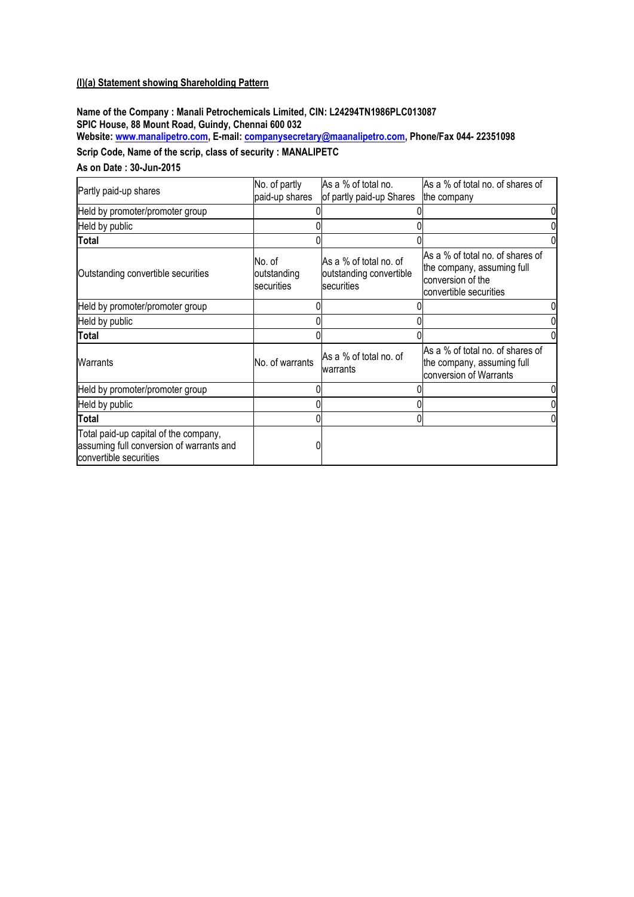**(I)(a) Statement showing Shareholding Pattern**

**Name of the Company : Manali Petrochemicals Limited, CIN: L24294TN1986PLC013087**
**SPIC House, 88 Mount Road, Guindy, Chennai 600 032**
**Website: www.manalipetro.com, E-mail: companysecretary@maanalipetro.com, Phone/Fax 044- 22351098**

**Scrip Code, Name of the scrip, class of security : MANALIPETC**

**As on Date : 30-Jun-2015**

| Partly paid-up shares | No. of partly paid-up shares | As a % of total no. of partly paid-up Shares | As a % of total no. of shares of the company |
|---|---|---|---|
| Held by promoter/promoter group | 0 | 0 | 0 |
| Held by public | 0 | 0 | 0 |
| **Total** | 0 | 0 | 0 |
| Outstanding convertible securities | No. of outstanding securities | As a % of total no. of outstanding convertible securities | As a % of total no. of shares of the company, assuming full conversion of the convertible securities |
| Held by promoter/promoter group | 0 | 0 | 0 |
| Held by public | 0 | 0 | 0 |
| **Total** | 0 | 0 | 0 |
| Warrants | No. of warrants | As a % of total no. of warrants | As a % of total no. of shares of the company, assuming full conversion of Warrants |
| Held by promoter/promoter group | 0 | 0 | 0 |
| Held by public | 0 | 0 | 0 |
| **Total** | 0 | 0 | 0 |
| Total paid-up capital of the company, assuming full conversion of warrants and convertible securities | 0 | | |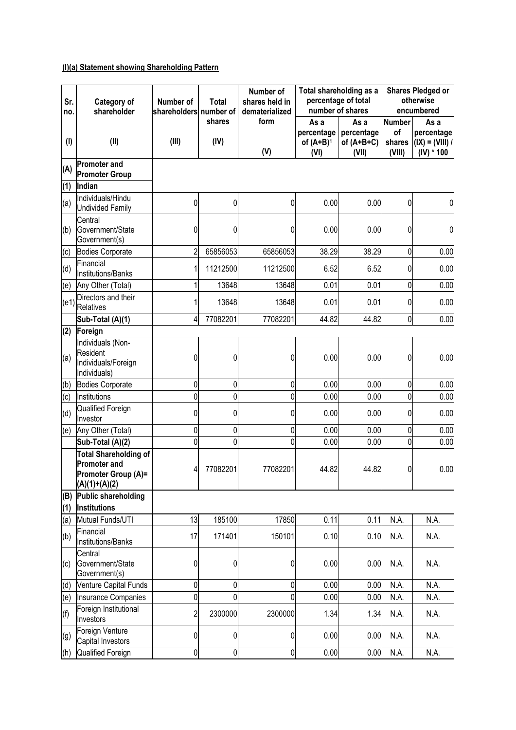**(I)(a) Statement showing Shareholding Pattern**

| Sr. no. | Category of shareholder | Number of shareholders | Total number of shares | Number of shares held in dematerialized form | Total shareholding as a percentage of total number of shares | | Shares Pledged or otherwise encumbered | |
|---|---|---|---|---|---|---|---|---|
| | | | | | As a percentage of (A+B)[1] | As a percentage of (A+B+C) | Number of shares | As a percentage (IX) = (VIII) / (IV) * 100 |
| (I) | (II) | (III) | (IV) | (V) | (VI) | (VII) | (VIII) | |
| **(A)** | **Promoter and Promoter Group** | | | | | | | |
| **(1)** | **Indian** | | | | | | | |
| (a) | Individuals/Hindu Undivided Family | 0 | 0 | 0 | 0.00 | 0.00 | 0 | 0 |
| (b) | Central Government/State Government(s) | 0 | 0 | 0 | 0.00 | 0.00 | 0 | 0 |
| (c) | Bodies Corporate | 2 | 65856053 | 65856053 | 38.29 | 38.29 | 0 | 0.00 |
| (d) | Financial Institutions/Banks | 1 | 11212500 | 11212500 | 6.52 | 6.52 | 0 | 0.00 |
| (e) | Any Other (Total) | 1 | 13648 | 13648 | 0.01 | 0.01 | 0 | 0.00 |
| (e1) | Directors and their Relatives | 1 | 13648 | 13648 | 0.01 | 0.01 | 0 | 0.00 |
| | **Sub-Total (A)(1)** | 4 | 77082201 | 77082201 | 44.82 | 44.82 | 0 | 0.00 |
| **(2)** | **Foreign** | | | | | | | |
| (a) | Individuals (Non-Resident Individuals/Foreign Individuals) | 0 | 0 | 0 | 0.00 | 0.00 | 0 | 0.00 |
| (b) | Bodies Corporate | 0 | 0 | 0 | 0.00 | 0.00 | 0 | 0.00 |
| (c) | Institutions | 0 | 0 | 0 | 0.00 | 0.00 | 0 | 0.00 |
| (d) | Qualified Foreign Investor | 0 | 0 | 0 | 0.00 | 0.00 | 0 | 0.00 |
| (e) | Any Other (Total) | 0 | 0 | 0 | 0.00 | 0.00 | 0 | 0.00 |
| | **Sub-Total (A)(2)** | 0 | 0 | 0 | 0.00 | 0.00 | 0 | 0.00 |
| | **Total Shareholding of Promoter and Promoter Group (A)= (A)(1)+(A)(2)** | 4 | 77082201 | 77082201 | 44.82 | 44.82 | 0 | 0.00 |
| **(B)** | **Public shareholding** | | | | | | | |
| **(1)** | **Institutions** | | | | | | | |
| (a) | Mutual Funds/UTI | 13 | 185100 | 17850 | 0.11 | 0.11 | N.A. | N.A. |
| (b) | Financial Institutions/Banks | 17 | 171401 | 150101 | 0.10 | 0.10 | N.A. | N.A. |
| (c) | Central Government/State Government(s) | 0 | 0 | 0 | 0.00 | 0.00 | N.A. | N.A. |
| (d) | Venture Capital Funds | 0 | 0 | 0 | 0.00 | 0.00 | N.A. | N.A. |
| (e) | Insurance Companies | 0 | 0 | 0 | 0.00 | 0.00 | N.A. | N.A. |
| (f) | Foreign Institutional Investors | 2 | 2300000 | 2300000 | 1.34 | 1.34 | N.A. | N.A. |
| (g) | Foreign Venture Capital Investors | 0 | 0 | 0 | 0.00 | 0.00 | N.A. | N.A. |
| (h) | Qualified Foreign | 0 | 0 | 0 | 0.00 | 0.00 | N.A. | N.A. |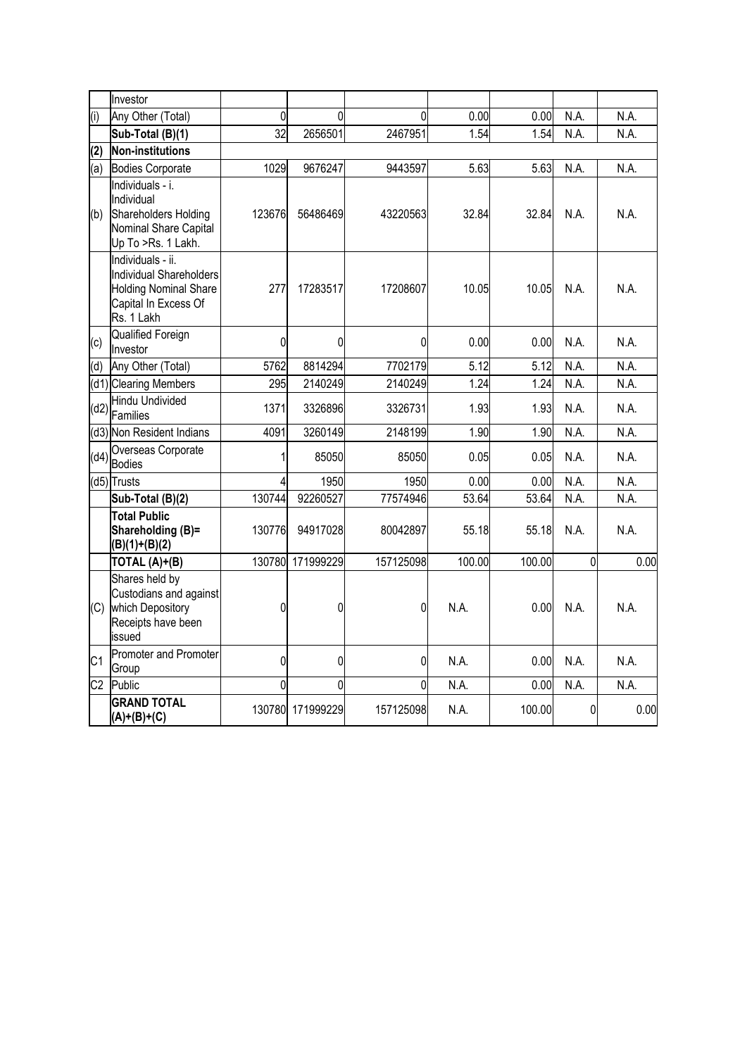| | Investor | | | | | | | |
|---|---|---|---|---|---|---|---|---|
| (i) | Any Other (Total) | 0 | 0 | 0 | 0.00 | 0.00 | N.A. | N.A. |
| | **Sub-Total (B)(1)** | 32 | 2656501 | 2467951 | 1.54 | 1.54 | N.A. | N.A. |
| **(2)** | **Non-institutions** | | | | | | | |
| (a) | Bodies Corporate | 1029 | 9676247 | 9443597 | 5.63 | 5.63 | N.A. | N.A. |
| (b) | Individuals - i. Individual Shareholders Holding Nominal Share Capital Up To >Rs. 1 Lakh. | 123676 | 56486469 | 43220563 | 32.84 | 32.84 | N.A. | N.A. |
| | Individuals - ii. Individual Shareholders Holding Nominal Share Capital In Excess Of Rs. 1 Lakh | 277 | 17283517 | 17208607 | 10.05 | 10.05 | N.A. | N.A. |
| (c) | Qualified Foreign Investor | 0 | 0 | 0 | 0.00 | 0.00 | N.A. | N.A. |
| (d) | Any Other (Total) | 5762 | 8814294 | 7702179 | 5.12 | 5.12 | N.A. | N.A. |
| (d1) | Clearing Members | 295 | 2140249 | 2140249 | 1.24 | 1.24 | N.A. | N.A. |
| (d2) | Hindu Undivided Families | 1371 | 3326896 | 3326731 | 1.93 | 1.93 | N.A. | N.A. |
| (d3) | Non Resident Indians | 4091 | 3260149 | 2148199 | 1.90 | 1.90 | N.A. | N.A. |
| (d4) | Overseas Corporate Bodies | 1 | 85050 | 85050 | 0.05 | 0.05 | N.A. | N.A. |
| (d5) | Trusts | 4 | 1950 | 1950 | 0.00 | 0.00 | N.A. | N.A. |
| | **Sub-Total (B)(2)** | 130744 | 92260527 | 77574946 | 53.64 | 53.64 | N.A. | N.A. |
| | **Total Public Shareholding (B)= (B)(1)+(B)(2)** | 130776 | 94917028 | 80042897 | 55.18 | 55.18 | N.A. | N.A. |
| | **TOTAL (A)+(B)** | 130780 | 171999229 | 157125098 | 100.00 | 100.00 | 0 | 0.00 |
| (C) | Shares held by Custodians and against which Depository Receipts have been issued | 0 | 0 | 0 | N.A. | 0.00 | N.A. | N.A. |
| C1 | Promoter and Promoter Group | 0 | 0 | 0 | N.A. | 0.00 | N.A. | N.A. |
| C2 | Public | 0 | 0 | 0 | N.A. | 0.00 | N.A. | N.A. |
| | **GRAND TOTAL (A)+(B)+(C)** | 130780 | 171999229 | 157125098 | N.A. | 100.00 | 0 | 0.00 |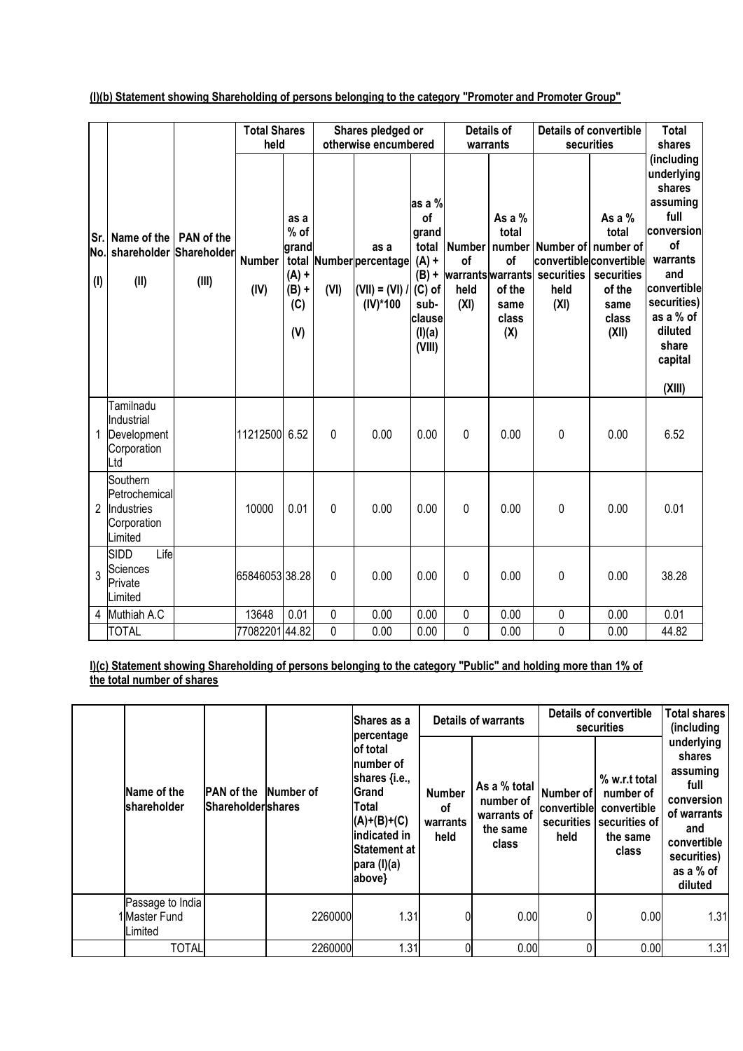**(I)(b) Statement showing Shareholding of persons belonging to the category "Promoter and Promoter Group"**

| Sr. No. (I) | Name of the shareholder (II) | PAN of the Shareholder (III) | Total Shares held | | Shares pledged or otherwise encumbered | | | Details of warrants | | Details of convertible securities | | Total shares (including underlying shares assuming full conversion of warrants and convertible securities) as a % of diluted share capital (XIII) |
|---|---|---|---|---|---|---|---|---|---|---|---|---|
| | | | Number (IV) | as a % of grand total (A) + (B) + (C) (V) | Number (VI) | as a percentage (VII) = (VI) / (IV)*100 | as a % of grand total (A) + (B) + (C) of sub-clause (I)(a) (VIII) | Number of warrants held (XI) | As a % total number of warrants of the same class (X) | Number of convertible securities held (XI) | As a % total number of convertible securities of the same class (XII) | |
| 1 | Tamilnadu Industrial Development Corporation Ltd | | 11212500 | 6.52 | 0 | 0.00 | 0.00 | 0 | 0.00 | 0 | 0.00 | 6.52 |
| 2 | Southern Petrochemical Industries Corporation Limited | | 10000 | 0.01 | 0 | 0.00 | 0.00 | 0 | 0.00 | 0 | 0.00 | 0.01 |
| 3 | SIDD Life Sciences Private Limited | | 65846053 | 38.28 | 0 | 0.00 | 0.00 | 0 | 0.00 | 0 | 0.00 | 38.28 |
| 4 | Muthiah A.C | | 13648 | 0.01 | 0 | 0.00 | 0.00 | 0 | 0.00 | 0 | 0.00 | 0.01 |
| | TOTAL | | 77082201 | 44.82 | 0 | 0.00 | 0.00 | 0 | 0.00 | 0 | 0.00 | 44.82 |

**I)(c) Statement showing Shareholding of persons belonging to the category "Public" and holding more than 1% of the total number of shares**

| | Name of the shareholder | PAN of the Shareholder | Number of shares | Shares as a percentage of total number of shares {i.e., Grand Total (A)+(B)+(C) indicated in Statement at para (I)(a) above} | Details of warrants | | Details of convertible securities | | Total shares (including underlying shares assuming full conversion of warrants and convertible securities) as a % of diluted |
|---|---|---|---|---|---|---|---|---|---|
| | | | | | Number of warrants held | As a % total number of warrants of the same class | Number of convertible securities held | % w.r.t total number of convertible securities of the same class | |
| 1 | Passage to India Master Fund Limited | | 2260000 | 1.31 | 0 | 0.00 | 0 | 0.00 | 1.31 |
| | TOTAL | | 2260000 | 1.31 | 0 | 0.00 | 0 | 0.00 | 1.31 |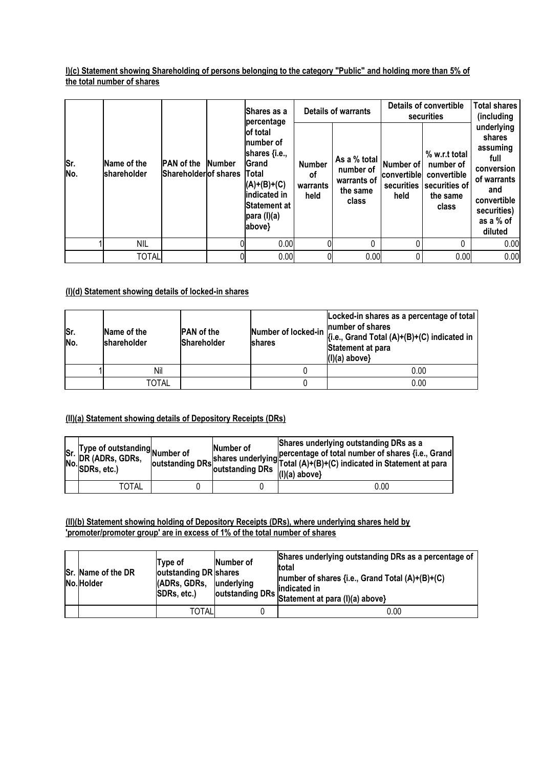**I)(c) Statement showing Shareholding of persons belonging to the category "Public" and holding more than 5% of the total number of shares**

| Sr. No. | Name of the shareholder | PAN of the Shareholder | Number of shares | Shares as a percentage of total number of shares {i.e., Grand Total (A)+(B)+(C) indicated in Statement at para (I)(a) above} | Details of warrants | | Details of convertible securities | | Total shares (including underlying shares assuming full conversion of warrants and convertible securities) as a % of diluted |
|---|---|---|---|---|---|---|---|---|---|
| | | | | | Number of warrants held | As a % total number of warrants of the same class | Number of convertible securities held | % w.r.t total number of convertible securities of the same class | |
| 1 | NIL | | 0 | 0.00 | 0 | 0 | 0 | 0 | 0.00 |
| | TOTAL | | 0 | 0.00 | 0 | 0.00 | 0 | 0.00 | 0.00 |

**(I)(d) Statement showing details of locked-in shares**

| Sr. No. | Name of the shareholder | PAN of the Shareholder | Number of locked-in shares | Locked-in shares as a percentage of total number of shares {i.e., Grand Total (A)+(B)+(C) indicated in Statement at para (I)(a) above} |
|---|---|---|---|---|
| 1 | Nil | | 0 | 0.00 |
| | TOTAL | | 0 | 0.00 |

**(II)(a) Statement showing details of Depository Receipts (DRs)**

| Sr. No. | Type of outstanding DR (ADRs, GDRs, SDRs, etc.) | Number of outstanding DRs | Number of shares underlying outstanding DRs | Shares underlying outstanding DRs as a percentage of total number of shares {i.e., Grand Total (A)+(B)+(C) indicated in Statement at para (I)(a) above} |
|---|---|---|---|---|
| | TOTAL | 0 | 0 | 0.00 |

**(II)(b) Statement showing holding of Depository Receipts (DRs), where underlying shares held by 'promoter/promoter group' are in excess of 1% of the total number of shares**

| Sr. No. | Name of the DR Holder | Type of outstanding DR (ADRs, GDRs, SDRs, etc.) | Number of shares underlying outstanding DRs | Shares underlying outstanding DRs as a percentage of total number of shares {i.e., Grand Total (A)+(B)+(C) indicated in Statement at para (I)(a) above} |
|---|---|---|---|---|
| | | TOTAL | 0 | 0.00 |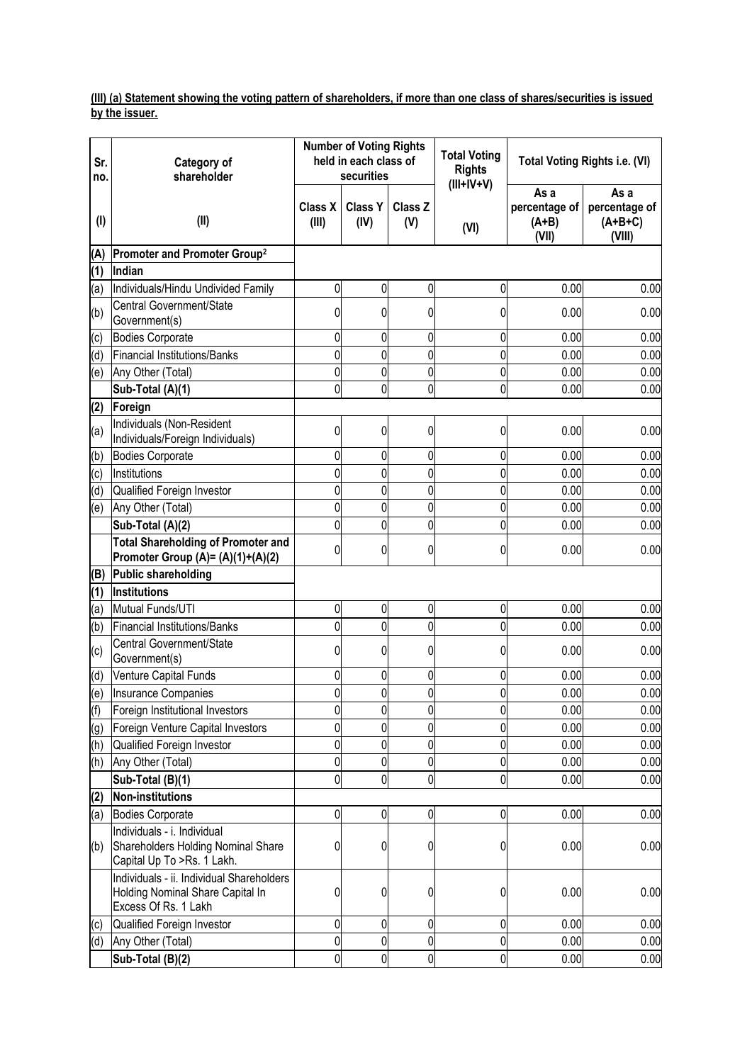**(III) (a) Statement showing the voting pattern of shareholders, if more than one class of shares/securities is issued by the issuer.**

| Sr. no. | Category of shareholder | Number of Voting Rights held in each class of securities | | | Total Voting Rights (III+IV+V) | Total Voting Rights i.e. (VI) | |
|---|---|---|---|---|---|---|---|
| | | Class X | Class Y | Class Z | | As a percentage of (A+B) | As a percentage of (A+B+C) |
| (I) | (II) | (III) | (IV) | (V) | (VI) | (VII) | (VIII) |
| (A) | **Promoter and Promoter Group[2]** | | | | | | |
| (1) | **Indian** | | | | | | |
| (a) | Individuals/Hindu Undivided Family | 0 | 0 | 0 | 0 | 0.00 | 0.00 |
| (b) | Central Government/State Government(s) | 0 | 0 | 0 | 0 | 0.00 | 0.00 |
| (c) | Bodies Corporate | 0 | 0 | 0 | 0 | 0.00 | 0.00 |
| (d) | Financial Institutions/Banks | 0 | 0 | 0 | 0 | 0.00 | 0.00 |
| (e) | Any Other (Total) | 0 | 0 | 0 | 0 | 0.00 | 0.00 |
| | **Sub-Total (A)(1)** | 0 | 0 | 0 | 0 | 0.00 | 0.00 |
| (2) | **Foreign** | | | | | | |
| (a) | Individuals (Non-Resident Individuals/Foreign Individuals) | 0 | 0 | 0 | 0 | 0.00 | 0.00 |
| (b) | Bodies Corporate | 0 | 0 | 0 | 0 | 0.00 | 0.00 |
| (c) | Institutions | 0 | 0 | 0 | 0 | 0.00 | 0.00 |
| (d) | Qualified Foreign Investor | 0 | 0 | 0 | 0 | 0.00 | 0.00 |
| (e) | Any Other (Total) | 0 | 0 | 0 | 0 | 0.00 | 0.00 |
| | **Sub-Total (A)(2)** | 0 | 0 | 0 | 0 | 0.00 | 0.00 |
| | **Total Shareholding of Promoter and Promoter Group (A)= (A)(1)+(A)(2)** | 0 | 0 | 0 | 0 | 0.00 | 0.00 |
| (B) | **Public shareholding** | | | | | | |
| (1) | **Institutions** | | | | | | |
| (a) | Mutual Funds/UTI | 0 | 0 | 0 | 0 | 0.00 | 0.00 |
| (b) | Financial Institutions/Banks | 0 | 0 | 0 | 0 | 0.00 | 0.00 |
| (c) | Central Government/State Government(s) | 0 | 0 | 0 | 0 | 0.00 | 0.00 |
| (d) | Venture Capital Funds | 0 | 0 | 0 | 0 | 0.00 | 0.00 |
| (e) | Insurance Companies | 0 | 0 | 0 | 0 | 0.00 | 0.00 |
| (f) | Foreign Institutional Investors | 0 | 0 | 0 | 0 | 0.00 | 0.00 |
| (g) | Foreign Venture Capital Investors | 0 | 0 | 0 | 0 | 0.00 | 0.00 |
| (h) | Qualified Foreign Investor | 0 | 0 | 0 | 0 | 0.00 | 0.00 |
| (h) | Any Other (Total) | 0 | 0 | 0 | 0 | 0.00 | 0.00 |
| | **Sub-Total (B)(1)** | 0 | 0 | 0 | 0 | 0.00 | 0.00 |
| (2) | **Non-institutions** | | | | | | |
| (a) | Bodies Corporate | 0 | 0 | 0 | 0 | 0.00 | 0.00 |
| (b) | Individuals - i. Individual Shareholders Holding Nominal Share Capital Up To >Rs. 1 Lakh. | 0 | 0 | 0 | 0 | 0.00 | 0.00 |
| | Individuals - ii. Individual Shareholders Holding Nominal Share Capital In Excess Of Rs. 1 Lakh | 0 | 0 | 0 | 0 | 0.00 | 0.00 |
| (c) | Qualified Foreign Investor | 0 | 0 | 0 | 0 | 0.00 | 0.00 |
| (d) | Any Other (Total) | 0 | 0 | 0 | 0 | 0.00 | 0.00 |
| | **Sub-Total (B)(2)** | 0 | 0 | 0 | 0 | 0.00 | 0.00 |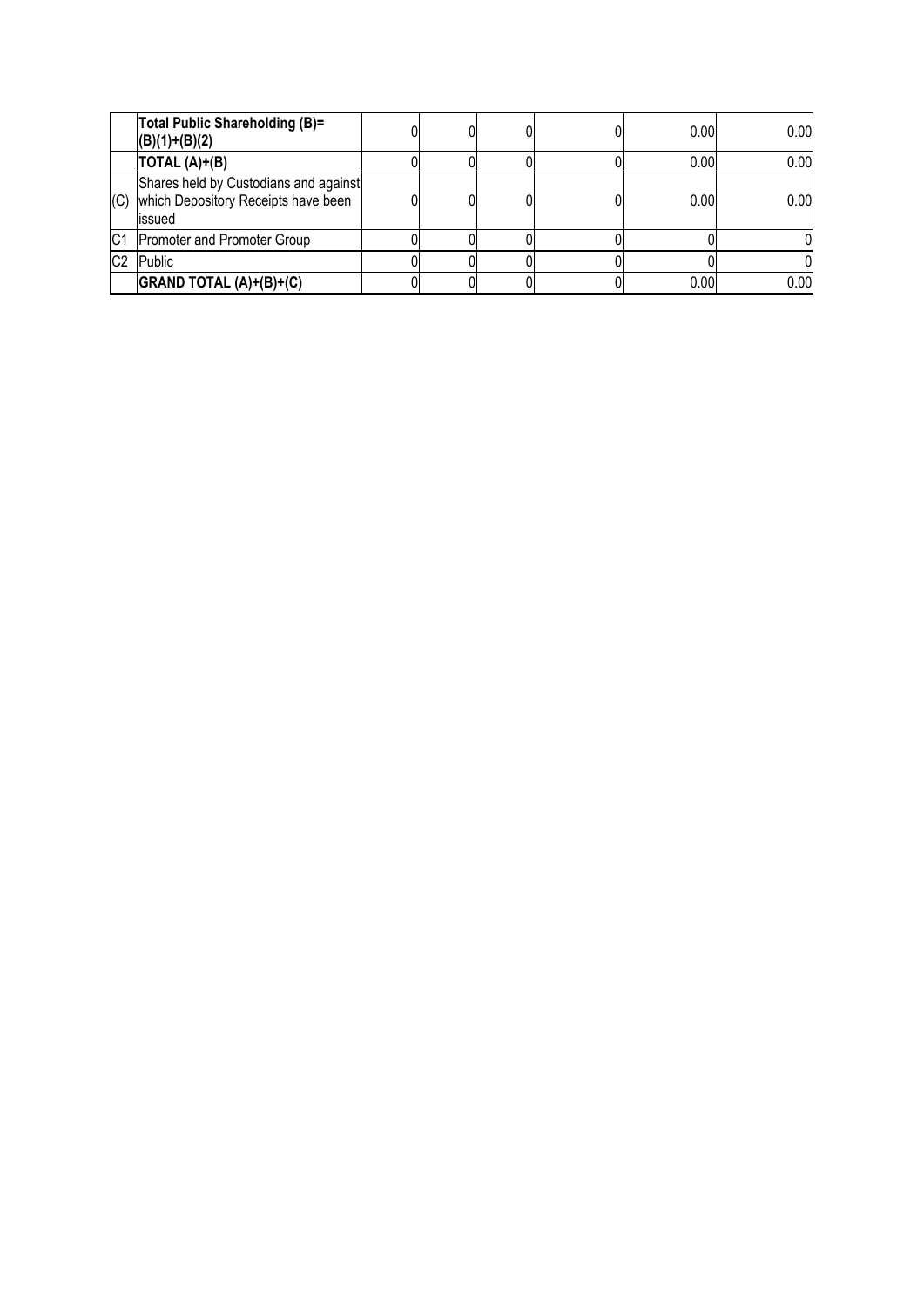| | | | | | | | |
|---|---|---|---|---|---|---|---|
| | **Total Public Shareholding (B)= (B)(1)+(B)(2)** | 0 | 0 | 0 | 0 | 0.00 | 0.00 |
| | **TOTAL (A)+(B)** | 0 | 0 | 0 | 0 | 0.00 | 0.00 |
| (C) | Shares held by Custodians and against which Depository Receipts have been issued | 0 | 0 | 0 | 0 | 0.00 | 0.00 |
| C1 | Promoter and Promoter Group | 0 | 0 | 0 | 0 | 0 | 0 |
| C2 | Public | 0 | 0 | 0 | 0 | 0 | 0 |
| | **GRAND TOTAL (A)+(B)+(C)** | 0 | 0 | 0 | 0 | 0.00 | 0.00 |